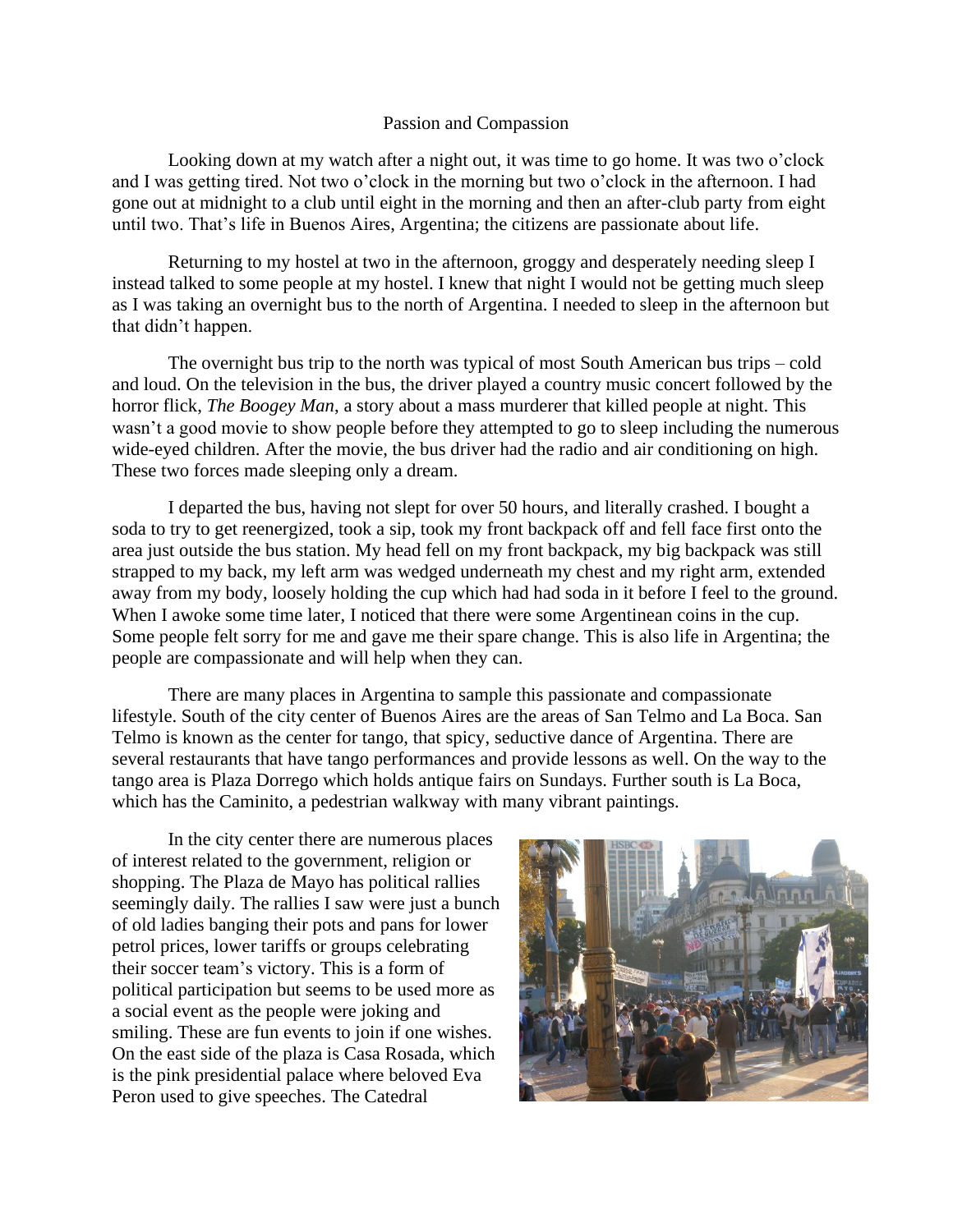# Passion and Compassion

Looking down at my watch after a night out, it was time to go home. It was two o'clock and I was getting tired. Not two o'clock in the morning but two o'clock in the afternoon. I had gone out at midnight to a club until eight in the morning and then an after-club party from eight until two. That's life in Buenos Aires, Argentina; the citizens are passionate about life.

Returning to my hostel at two in the afternoon, groggy and desperately needing sleep I instead talked to some people at my hostel. I knew that night I would not be getting much sleep as I was taking an overnight bus to the north of Argentina. I needed to sleep in the afternoon but that didn't happen.

The overnight bus trip to the north was typical of most South American bus trips – cold and loud. On the television in the bus, the driver played a country music concert followed by the horror flick, *The Boogey Man*, a story about a mass murderer that killed people at night. This wasn't a good movie to show people before they attempted to go to sleep including the numerous wide-eyed children. After the movie, the bus driver had the radio and air conditioning on high. These two forces made sleeping only a dream.

I departed the bus, having not slept for over 50 hours, and literally crashed. I bought a soda to try to get reenergized, took a sip, took my front backpack off and fell face first onto the area just outside the bus station. My head fell on my front backpack, my big backpack was still strapped to my back, my left arm was wedged underneath my chest and my right arm, extended away from my body, loosely holding the cup which had had soda in it before I feel to the ground. When I awoke some time later, I noticed that there were some Argentinean coins in the cup. Some people felt sorry for me and gave me their spare change. This is also life in Argentina; the people are compassionate and will help when they can.

There are many places in Argentina to sample this passionate and compassionate lifestyle. South of the city center of Buenos Aires are the areas of San Telmo and La Boca. San Telmo is known as the center for tango, that spicy, seductive dance of Argentina. There are several restaurants that have tango performances and provide lessons as well. On the way to the tango area is Plaza Dorrego which holds antique fairs on Sundays. Further south is La Boca, which has the Caminito, a pedestrian walkway with many vibrant paintings.

In the city center there are numerous places of interest related to the government, religion or shopping. The Plaza de Mayo has political rallies seemingly daily. The rallies I saw were just a bunch of old ladies banging their pots and pans for lower petrol prices, lower tariffs or groups celebrating their soccer team's victory. This is a form of political participation but seems to be used more as a social event as the people were joking and smiling. These are fun events to join if one wishes. On the east side of the plaza is Casa Rosada, which is the pink presidential palace where beloved Eva Peron used to give speeches. The Catedral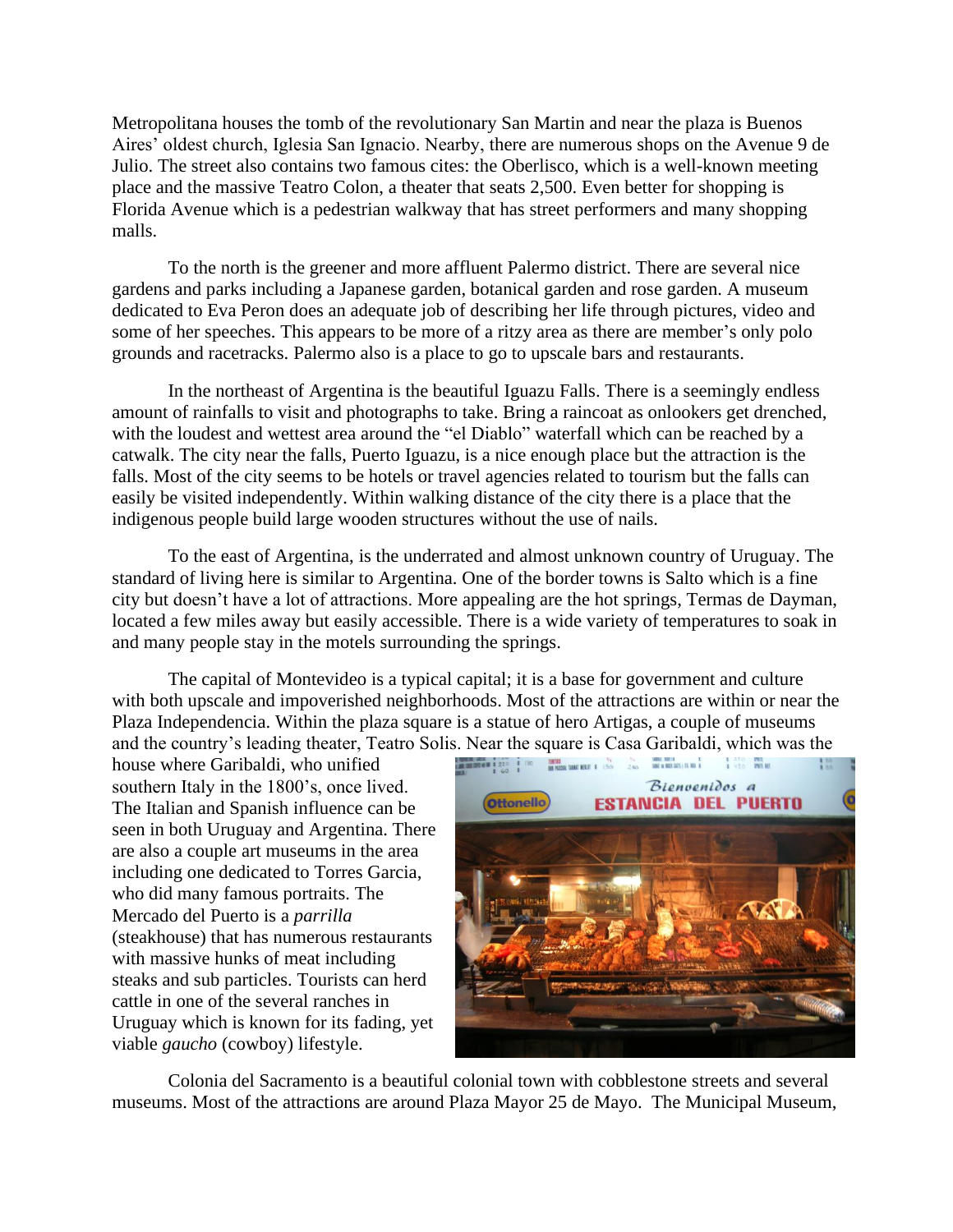Metropolitana houses the tomb of the revolutionary San Martin and near the plaza is Buenos Aires' oldest church, Iglesia San Ignacio. Nearby, there are numerous shops on the Avenue 9 de Julio. The street also contains two famous cites: the Oberlisco, which is a well-known meeting place and the massive Teatro Colon, a theater that seats 2,500. Even better for shopping is Florida Avenue which is a pedestrian walkway that has street performers and many shopping malls.

To the north is the greener and more affluent Palermo district. There are several nice gardens and parks including a Japanese garden, botanical garden and rose garden. A museum dedicated to Eva Peron does an adequate job of describing her life through pictures, video and some of her speeches. This appears to be more of a ritzy area as there are member's only polo grounds and racetracks. Palermo also is a place to go to upscale bars and restaurants.

In the northeast of Argentina is the beautiful Iguazu Falls. There is a seemingly endless amount of rainfalls to visit and photographs to take. Bring a raincoat as onlookers get drenched, with the loudest and wettest area around the "el Diablo" waterfall which can be reached by a catwalk. The city near the falls, Puerto Iguazu, is a nice enough place but the attraction is the falls. Most of the city seems to be hotels or travel agencies related to tourism but the falls can easily be visited independently. Within walking distance of the city there is a place that the indigenous people build large wooden structures without the use of nails.

To the east of Argentina, is the underrated and almost unknown country of Uruguay. The standard of living here is similar to Argentina. One of the border towns is Salto which is a fine city but doesn't have a lot of attractions. More appealing are the hot springs, Termas de Dayman, located a few miles away but easily accessible. There is a wide variety of temperatures to soak in and many people stay in the motels surrounding the springs.

The capital of Montevideo is a typical capital; it is a base for government and culture with both upscale and impoverished neighborhoods. Most of the attractions are within or near the Plaza Independencia. Within the plaza square is a statue of hero Artigas, a couple of museums and the country's leading theater, Teatro Solis. Near the square is Casa Garibaldi, which was the house where Garibaldi, who unified southern Italy in the 1800's, once lived. The Italian and Spanish influence can be seen in both Uruguay and Argentina. There are also a couple art museums in the area including one dedicated to Torres Garcia, who did many famous portraits. The Mercado del Puerto is a *parrilla* (steakhouse) that has numerous restaurants with massive hunks of meat including steaks and sub particles. Tourists can herd cattle in one of the several ranches in Uruguay which is known for its fading, yet viable *gaucho* (cowboy) lifestyle.

Colonia del Sacramento is a beautiful colonial town with cobblestone streets and several museums. Most of the attractions are around Plaza Mayor 25 de Mayo. The Municipal Museum,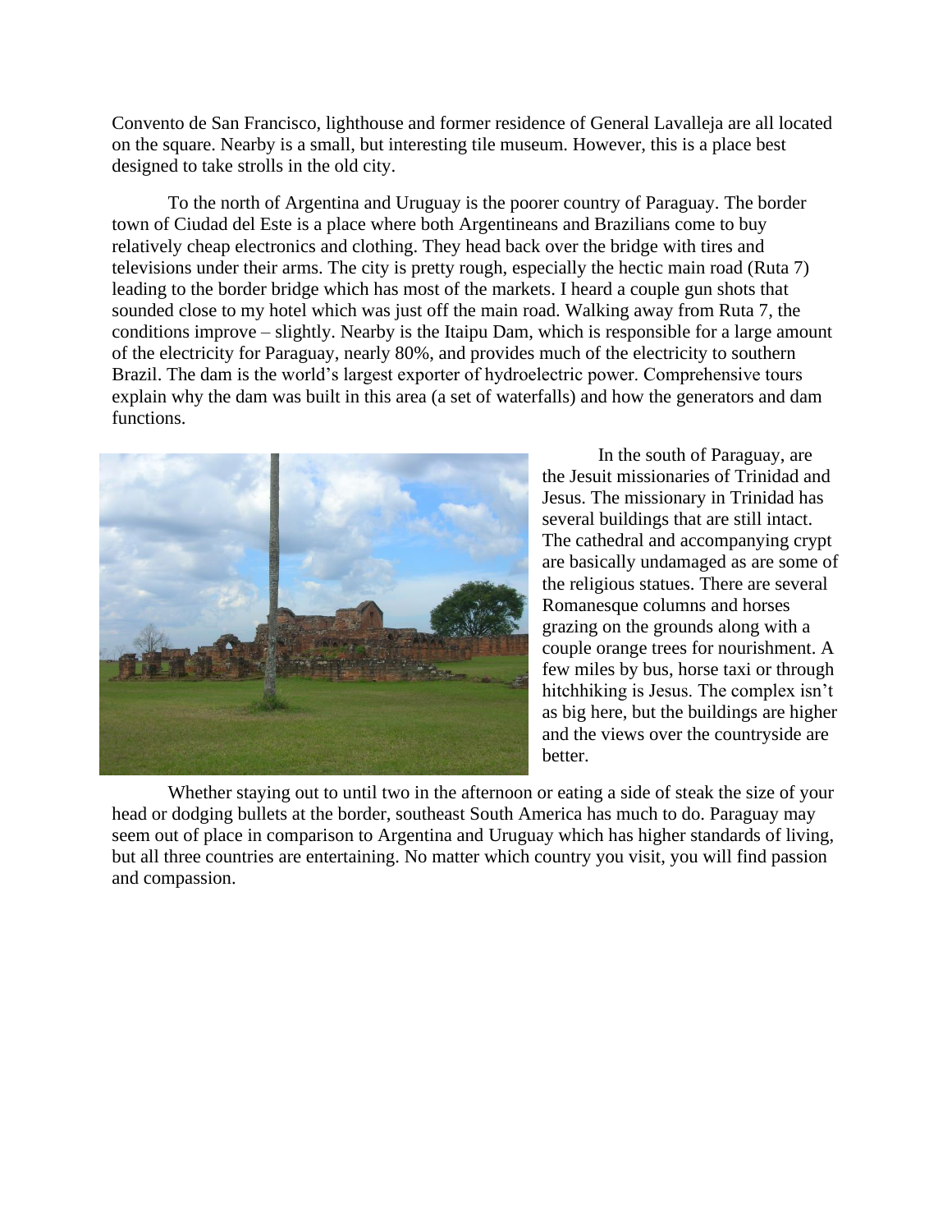Convento de San Francisco, lighthouse and former residence of General Lavalleja are all located on the square. Nearby is a small, but interesting tile museum. However, this is a place best designed to take strolls in the old city.

To the north of Argentina and Uruguay is the poorer country of Paraguay. The border town of Ciudad del Este is a place where both Argentineans and Brazilians come to buy relatively cheap electronics and clothing. They head back over the bridge with tires and televisions under their arms. The city is pretty rough, especially the hectic main road (Ruta 7) leading to the border bridge which has most of the markets. I heard a couple gun shots that sounded close to my hotel which was just off the main road. Walking away from Ruta 7, the conditions improve – slightly. Nearby is the Itaipu Dam, which is responsible for a large amount of the electricity for Paraguay, nearly 80%, and provides much of the electricity to southern Brazil. The dam is the world's largest exporter of hydroelectric power. Comprehensive tours explain why the dam was built in this area (a set of waterfalls) and how the generators and dam functions.

In the south of Paraguay, are the Jesuit missionaries of Trinidad and Jesus. The missionary in Trinidad has several buildings that are still intact. The cathedral and accompanying crypt are basically undamaged as are some of the religious statues. There are several Romanesque columns and horses grazing on the grounds along with a couple orange trees for nourishment. A few miles by bus, horse taxi or through hitchhiking is Jesus. The complex isn't as big here, but the buildings are higher and the views over the countryside are better.

Whether staying out to until two in the afternoon or eating a side of steak the size of your head or dodging bullets at the border, southeast South America has much to do. Paraguay may seem out of place in comparison to Argentina and Uruguay which has higher standards of living, but all three countries are entertaining. No matter which country you visit, you will find passion and compassion.